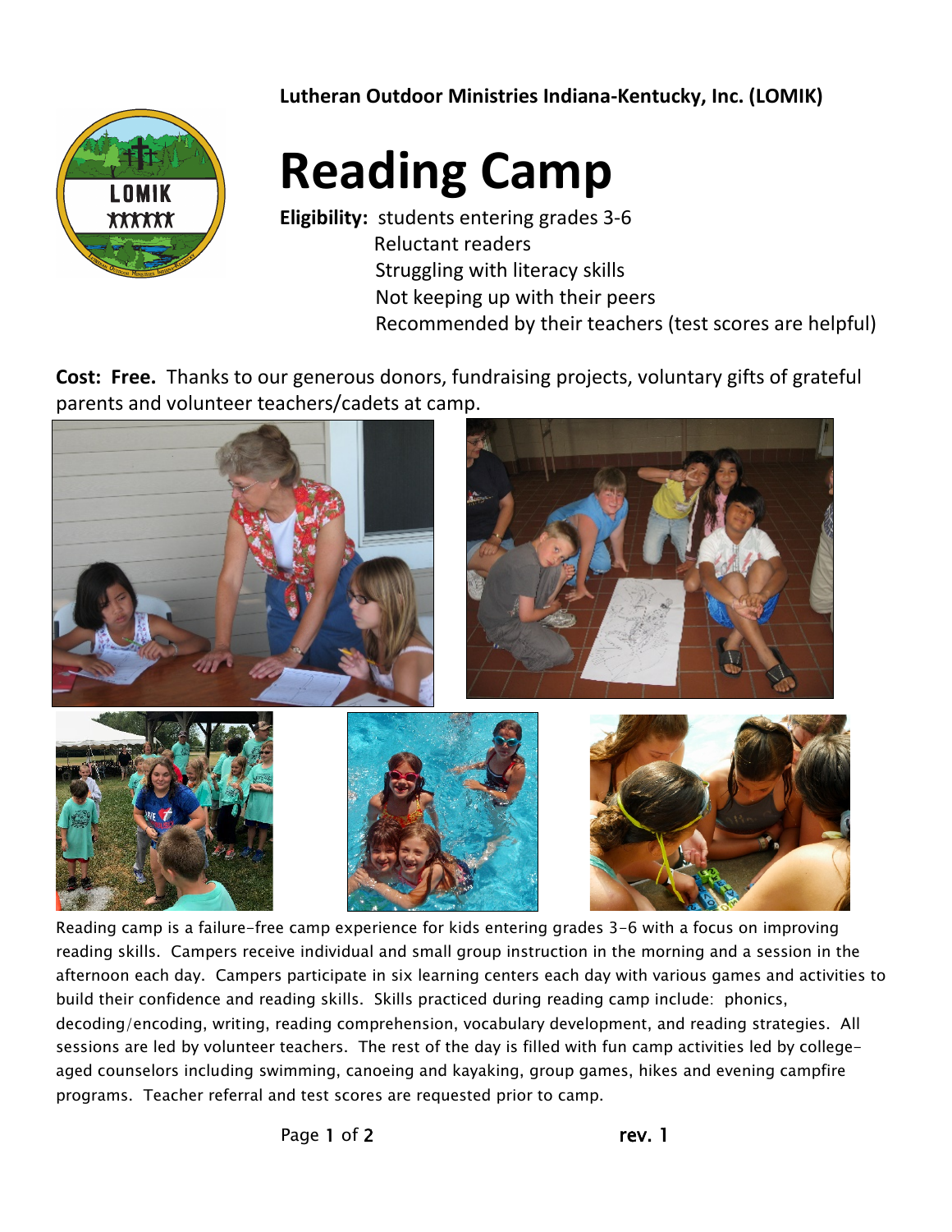**Lutheran Outdoor Ministries Indiana-Kentucky, Inc. (LOMIK)**

# Reading Camp

**Eligibility:** students entering grades 3-6
Reluctant readers
Struggling with literacy skills
Not keeping up with their peers
Recommended by their teachers (test scores are helpful)

**Cost: Free.** Thanks to our generous donors, fundraising projects, voluntary gifts of grateful parents and volunteer teachers/cadets at camp.

Reading camp is a failure-free camp experience for kids entering grades 3-6 with a focus on improving reading skills. Campers receive individual and small group instruction in the morning and a session in the afternoon each day. Campers participate in six learning centers each day with various games and activities to build their confidence and reading skills. Skills practiced during reading camp include: phonics, decoding/encoding, writing, reading comprehension, vocabulary development, and reading strategies. All sessions are led by volunteer teachers. The rest of the day is filled with fun camp activities led by college-aged counselors including swimming, canoeing and kayaking, group games, hikes and evening campfire programs. Teacher referral and test scores are requested prior to camp.

rev. 1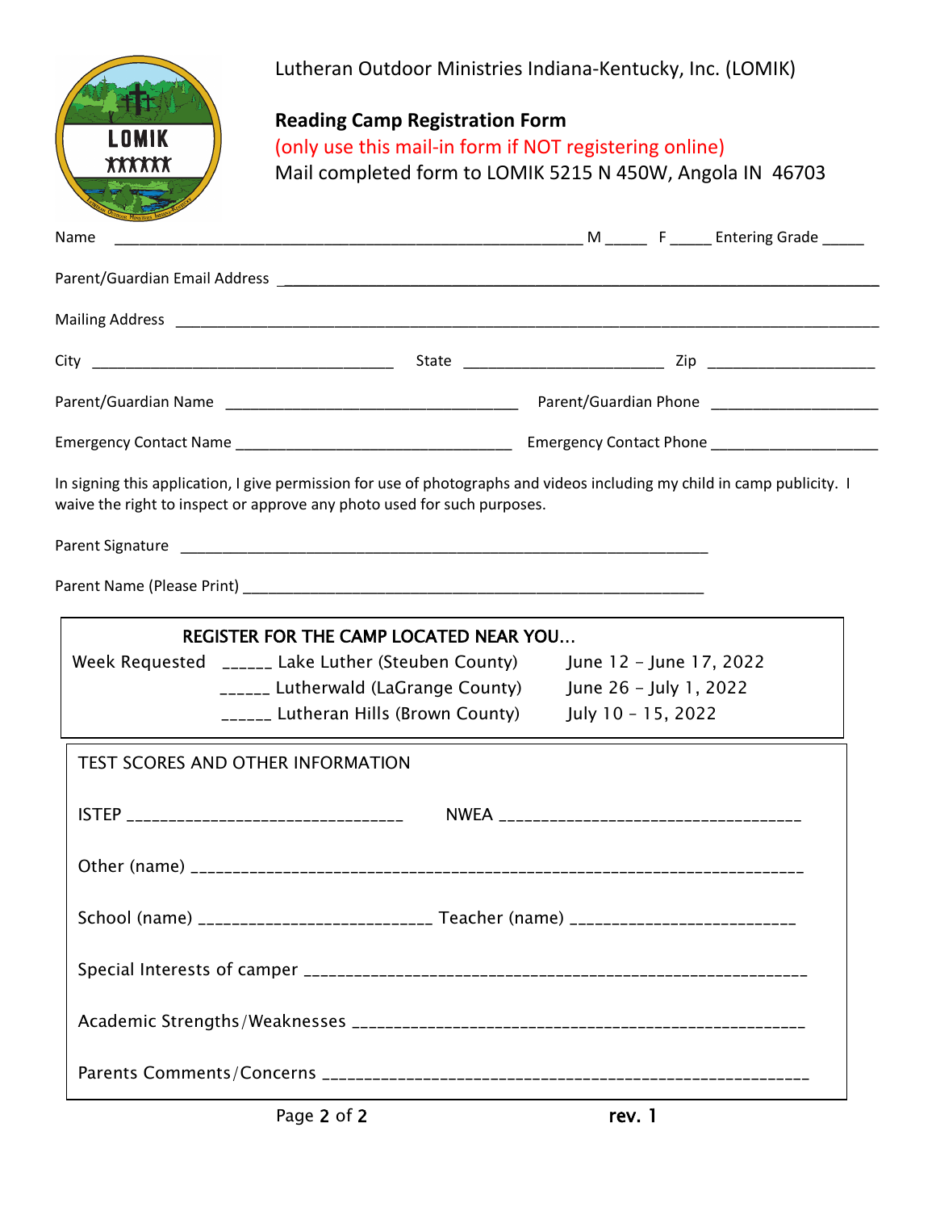Lutheran Outdoor Ministries Indiana-Kentucky, Inc. (LOMIK)

**Reading Camp Registration Form**

(only use this mail-in form if NOT registering online)

Mail completed form to LOMIK 5215 N 450W, Angola IN 46703

Name \_\_\_\_\_\_\_\_\_\_\_\_\_\_\_\_\_\_\_\_\_\_\_\_\_\_\_\_\_\_\_\_\_\_\_\_\_\_\_\_\_\_\_\_\_\_\_\_\_\_\_\_ M \_\_\_\_\_ F \_\_\_\_\_ Entering Grade \_\_\_\_\_

Parent/Guardian Email Address \_\_\_\_\_\_\_\_\_\_\_\_\_\_\_\_\_\_\_\_\_\_\_\_\_\_\_\_\_\_\_\_\_\_\_\_\_\_\_\_\_\_\_\_\_\_\_\_\_\_\_\_\_\_\_\_\_\_\_\_

Mailing Address \_\_\_\_\_\_\_\_\_\_\_\_\_\_\_\_\_\_\_\_\_\_\_\_\_\_\_\_\_\_\_\_\_\_\_\_\_\_\_\_\_\_\_\_\_\_\_\_\_\_\_\_\_\_\_\_\_\_\_\_\_\_\_\_\_\_\_\_\_\_\_

City \_\_\_\_\_\_\_\_\_\_\_\_\_\_\_\_\_\_\_\_\_\_\_\_\_\_\_\_\_\_\_\_\_\_ State \_\_\_\_\_\_\_\_\_\_\_\_\_\_\_\_\_\_\_\_\_\_\_ Zip \_\_\_\_\_\_\_\_\_\_\_\_\_\_\_\_\_\_\_

Parent/Guardian Name \_\_\_\_\_\_\_\_\_\_\_\_\_\_\_\_\_\_\_\_\_\_\_\_\_\_\_\_\_\_\_\_\_\_ Parent/Guardian Phone \_\_\_\_\_\_\_\_\_\_\_\_\_\_\_\_\_\_\_

Emergency Contact Name \_\_\_\_\_\_\_\_\_\_\_\_\_\_\_\_\_\_\_\_\_\_\_\_\_\_\_\_\_\_\_ Emergency Contact Phone \_\_\_\_\_\_\_\_\_\_\_\_\_\_\_\_\_\_\_

In signing this application, I give permission for use of photographs and videos including my child in camp publicity. I waive the right to inspect or approve any photo used for such purposes.

Parent Signature \_\_\_\_\_\_\_\_\_\_\_\_\_\_\_\_\_\_\_\_\_\_\_\_\_\_\_\_\_\_\_\_\_\_\_\_\_\_\_\_\_\_\_\_\_\_\_\_\_\_\_\_\_\_\_\_\_\_\_\_

Parent Name (Please Print) \_\_\_\_\_\_\_\_\_\_\_\_\_\_\_\_\_\_\_\_\_\_\_\_\_\_\_\_\_\_\_\_\_\_\_\_\_\_\_\_\_\_\_\_\_\_\_\_\_\_\_\_

## REGISTER FOR THE CAMP LOCATED NEAR YOU…

Week Requested

- \_\_\_\_\_\_ Lake Luther (Steuben County) June 12 – June 17, 2022
- \_\_\_\_\_\_ Lutherwald (LaGrange County) June 26 – July 1, 2022
- \_\_\_\_\_\_ Lutheran Hills (Brown County) July 10 – 15, 2022

## TEST SCORES AND OTHER INFORMATION

ISTEP \_\_\_\_\_\_\_\_\_\_\_\_\_\_\_\_\_\_\_\_\_\_\_\_\_\_\_\_\_\_\_ NWEA \_\_\_\_\_\_\_\_\_\_\_\_\_\_\_\_\_\_\_\_\_\_\_\_\_\_\_\_\_\_\_\_\_\_

Other (name) \_\_\_\_\_\_\_\_\_\_\_\_\_\_\_\_\_\_\_\_\_\_\_\_\_\_\_\_\_\_\_\_\_\_\_\_\_\_\_\_\_\_\_\_\_\_\_\_\_\_\_\_\_\_\_\_\_\_\_\_\_\_\_\_\_

School (name) \_\_\_\_\_\_\_\_\_\_\_\_\_\_\_\_\_\_\_\_\_\_\_\_\_\_ Teacher (name) \_\_\_\_\_\_\_\_\_\_\_\_\_\_\_\_\_\_\_\_\_\_\_\_\_

Special Interests of camper \_\_\_\_\_\_\_\_\_\_\_\_\_\_\_\_\_\_\_\_\_\_\_\_\_\_\_\_\_\_\_\_\_\_\_\_\_\_\_\_\_\_\_\_\_\_\_\_\_\_\_\_\_\_\_

Academic Strengths/Weaknesses \_\_\_\_\_\_\_\_\_\_\_\_\_\_\_\_\_\_\_\_\_\_\_\_\_\_\_\_\_\_\_\_\_\_\_\_\_\_\_\_\_\_\_\_\_\_\_\_\_\_\_

Parents Comments/Concerns \_\_\_\_\_\_\_\_\_\_\_\_\_\_\_\_\_\_\_\_\_\_\_\_\_\_\_\_\_\_\_\_\_\_\_\_\_\_\_\_\_\_\_\_\_\_\_\_\_\_\_\_\_\_\_

rev. 1